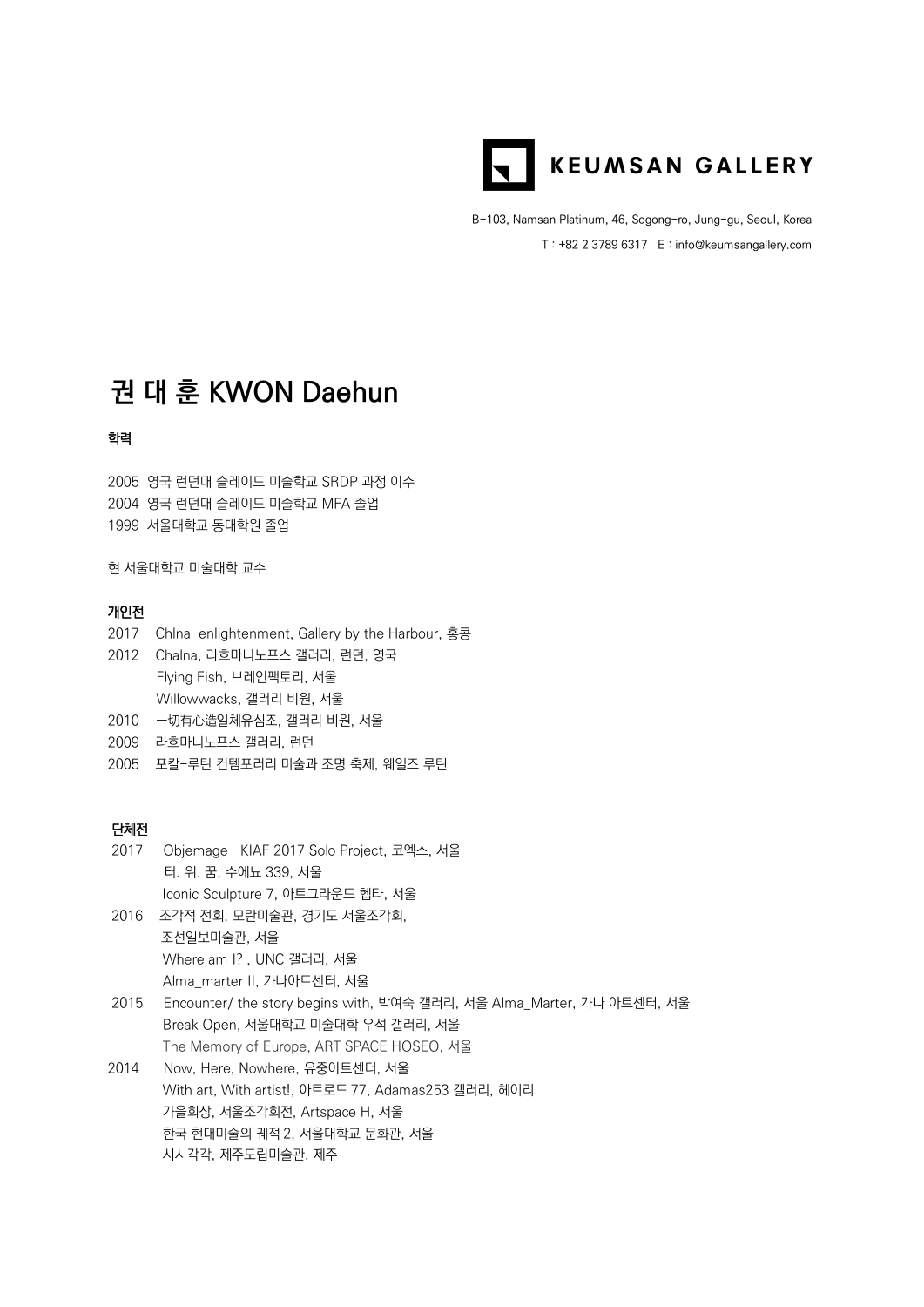KEUMSAN GALLERY

B-103, Namsan Platinum, 46, Sogong-ro, Jung-gu, Seoul, Korea

T : +82 2 3789 6317 E : info@keumsangallery.com

# 권 대 훈 KWON Daehun

## 학력

2005 영국 런던대 슬레이드 미술학교 SRDP 과정 이수
2004 영국 런던대 슬레이드 미술학교 MFA 졸업
1999 서울대학교 동대학원 졸업

현 서울대학교 미술대학 교수

## 개인전

2017 ChIna-enlightenment, Gallery by the Harbour, 홍콩
2012 Chalna, 라흐마니노프스 갤러리, 런던, 영국
Flying Fish, 브레인팩토리, 서울
Willowwacks, 갤러리 비원, 서울
2010 一切有心造일체유심조, 갤러리 비원, 서울
2009 라흐마니노프스 갤러리, 런던
2005 포칼-루틴 컨템포러리 미술과 조명 축제, 웨일즈 루틴

## 단체전

2017 Objemage- KIAF 2017 Solo Project, 코엑스, 서울
터. 위. 꿈, 수에뇨 339, 서울
Iconic Sculpture 7, 아트그라운드 헵타, 서울
2016 조각적 전회, 모란미술관, 경기도 서울조각회,
조선일보미술관, 서울
Where am I? , UNC 갤러리, 서울
Alma_marter II, 가나아트센터, 서울
2015 Encounter/ the story begins with, 박여숙 갤러리, 서울 Alma_Marter, 가나 아트센터, 서울
Break Open, 서울대학교 미술대학 우석 갤러리, 서울
The Memory of Europe, ART SPACE HOSEO, 서울
2014 Now, Here, Nowhere, 유중아트센터, 서울
With art, With artist!, 아트로드 77, Adamas253 갤러리, 헤이리
가을회상, 서울조각회전, Artspace H, 서울
한국 현대미술의 궤적 2, 서울대학교 문화관, 서울
시시각각, 제주도립미술관, 제주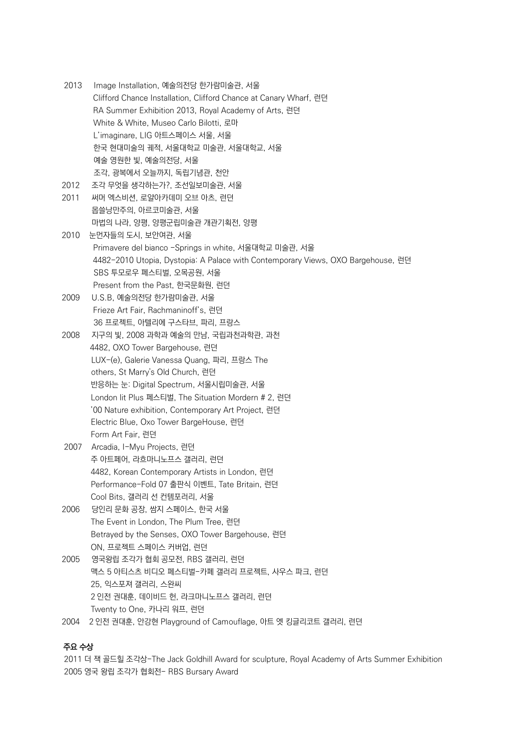2013 Image Installation, 예술의전당 한가람미술관, 서울
Clifford Chance Installation, Clifford Chance at Canary Wharf, 런던
RA Summer Exhibition 2013, Royal Academy of Arts, 런던
White & White, Museo Carlo Bilotti, 로마
L'imaginare, LIG 아트스페이스 서울, 서울
한국 현대미술의 궤적, 서울대학교 미술관, 서울대학교, 서울
예술 영원한 빛, 예술의전당, 서울
조각, 광복에서 오늘까지, 독립기념관, 천안

2012 조각 무엇을 생각하는가?, 조선일보미술관, 서울

2011 써머 엑스비션, 로얄아카데미 오브 아츠, 런던
몹쓸낭만주의, 아르코미술관, 서울
마법의 나라, 양평, 양평군립미술관 개관기획전, 양평

2010 눈먼자들의 도시, 보안여관, 서울
Primavere del bianco -Springs in white, 서울대학교 미술관, 서울
4482-2010 Utopia, Dystopia: A Palace with Contemporary Views, OXO Bargehouse, 런던
SBS 투모로우 페스티벌, 오목공원, 서울
Present from the Past, 한국문화원, 런던

2009 U.S.B, 예술의전당 한가람미술관, 서울
Frieze Art Fair, Rachmaninoff's, 런던
36 프로젝트, 아텔리에 구스타브, 파리, 프랑스

2008 지구의 빛, 2008 과학과 예술의 만남, 국립과천과학관, 과천
4482, OXO Tower Bargehouse, 런던
LUX-(e), Galerie Vanessa Quang, 파리, 프랑스 The others, St Marry's Old Church, 런던
반응하는 눈: Digital Spectrum, 서울시립미술관, 서울
London lit Plus 페스티벌, The Situation Mordern # 2, 런던
'00 Nature exhibition, Contemporary Art Project, 런던
Electric Blue, Oxo Tower BargeHouse, 런던
Form Art Fair, 런던

2007 Arcadia, I-Myu Projects, 런던
주 아트페어, 라흐마니노프스 갤러리, 런던
4482, Korean Contemporary Artists in London, 런던
Performance-Fold 07 출판식 이벤트, Tate Britain, 런던
Cool Bits, 갤러리 선 컨템포러리, 서울

2006 당인리 문화 공장, 쌈지 스페이스, 한국 서울
The Event in London, The Plum Tree, 런던
Betrayed by the Senses, OXO Tower Bargehouse, 런던
ON, 프로젝트 스페이스 커버업, 런던

2005 영국왕립 조각가 협회 공모전, RBS 갤러리, 런던
맥스 5 아티스츠 비디오 페스티벌-카페 갤러리 프로젝트, 사우스 파크, 런던
25, 익스포져 갤러리, 스완씨
2 인전 권대훈, 데이비드 헌, 라크마니노프스 갤러리, 런던
Twenty to One, 카나리 워프, 런던

2004 2 인전 권대훈, 안강현 Playground of Camouflage, 아트 엣 킹글리코트 갤러리, 런던

**주요 수상**

2011 더 잭 골드힐 조각상-The Jack Goldhill Award for sculpture, Royal Academy of Arts Summer Exhibition
2005 영국 왕립 조각가 협회전- RBS Bursary Award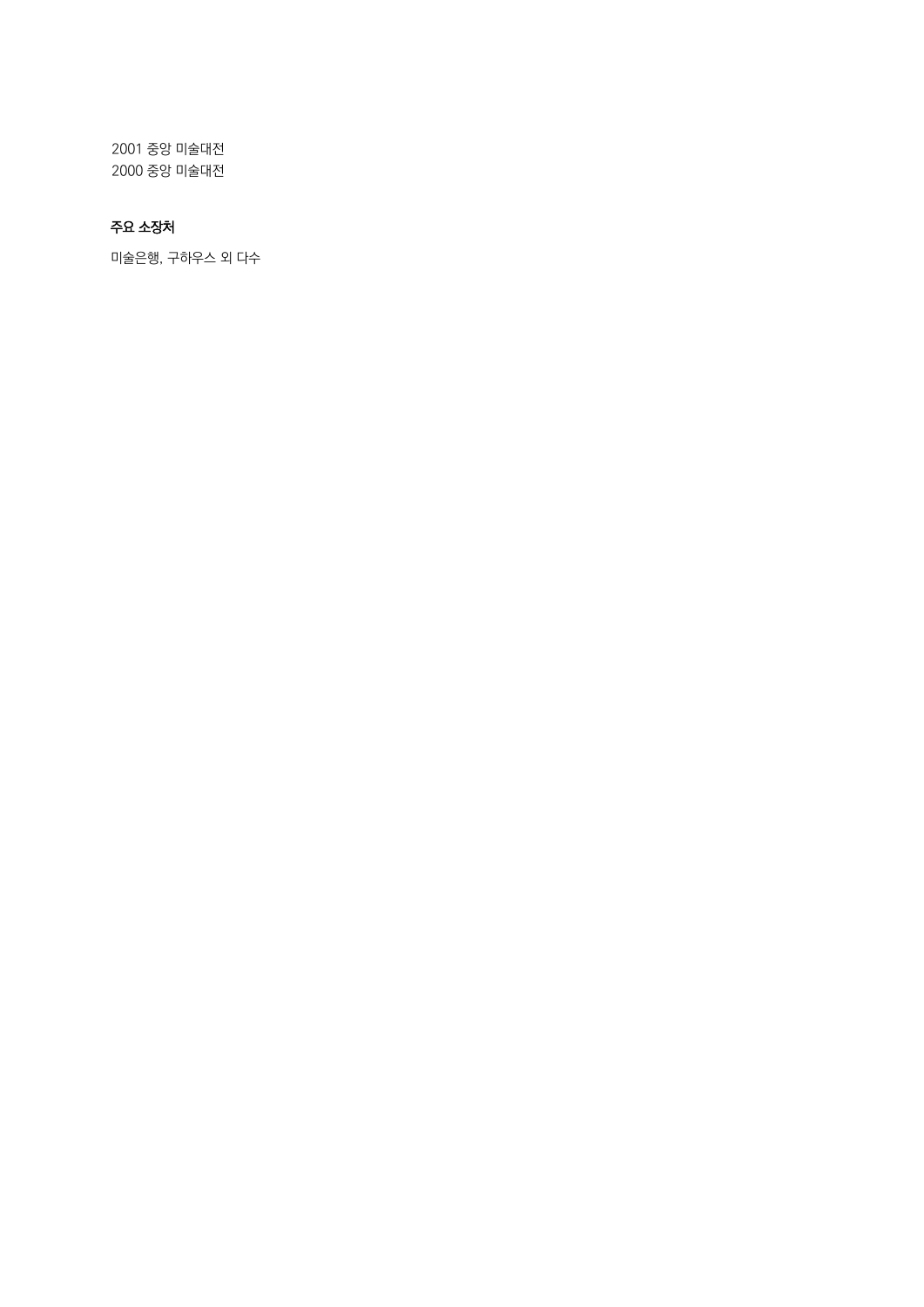2001 중앙 미술대전
2000 중앙 미술대전

### 주요 소장처

미술은행, 구하우스 외 다수